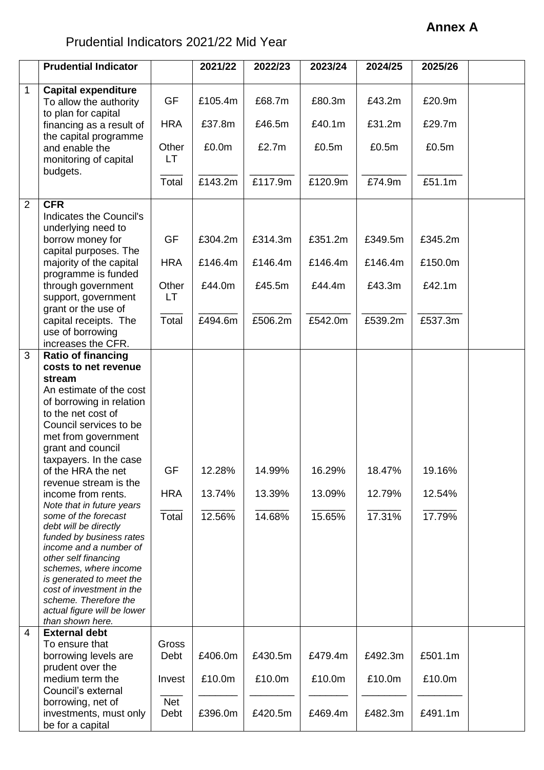**Annex A**

# Prudential Indicators 2021/22 Mid Year

| | Prudential Indicator | | 2021/22 | 2022/23 | 2023/24 | 2024/25 | 2025/26 | |
|---|---|---|---|---|---|---|---|---|
| 1 | **Capital expenditure** To allow the authority to plan for capital financing as a result of the capital programme and enable the monitoring of capital budgets. | GF | £105.4m | £68.7m | £80.3m | £43.2m | £20.9m | |
| | | HRA | £37.8m | £46.5m | £40.1m | £31.2m | £29.7m | |
| | | Other LT | £0.0m | £2.7m | £0.5m | £0.5m | £0.5m | |
| | | Total | £143.2m | £117.9m | £120.9m | £74.9m | £51.1m | |
| 2 | **CFR** Indicates the Council's underlying need to borrow money for capital purposes. The majority of the capital programme is funded through government support, government grant or the use of capital receipts. The use of borrowing increases the CFR. | GF | £304.2m | £314.3m | £351.2m | £349.5m | £345.2m | |
| | | HRA | £146.4m | £146.4m | £146.4m | £146.4m | £150.0m | |
| | | Other LT | £44.0m | £45.5m | £44.4m | £43.3m | £42.1m | |
| | | Total | £494.6m | £506.2m | £542.0m | £539.2m | £537.3m | |
| 3 | **Ratio of financing costs to net revenue stream** An estimate of the cost of borrowing in relation to the net cost of Council services to be met from government grant and council taxpayers. In the case of the HRA the net revenue stream is the income from rents. *Note that in future years some of the forecast debt will be directly funded by business rates income and a number of other self financing schemes, where income is generated to meet the cost of investment in the scheme. Therefore the actual figure will be lower than shown here.* | GF | 12.28% | 14.99% | 16.29% | 18.47% | 19.16% | |
| | | HRA | 13.74% | 13.39% | 13.09% | 12.79% | 12.54% | |
| | | Total | 12.56% | 14.68% | 15.65% | 17.31% | 17.79% | |
| 4 | **External debt** To ensure that borrowing levels are prudent over the medium term the Council's external borrowing, net of investments, must only be for a capital | Gross Debt | £406.0m | £430.5m | £479.4m | £492.3m | £501.1m | |
| | | Invest | £10.0m | £10.0m | £10.0m | £10.0m | £10.0m | |
| | | Net Debt | £396.0m | £420.5m | £469.4m | £482.3m | £491.1m | |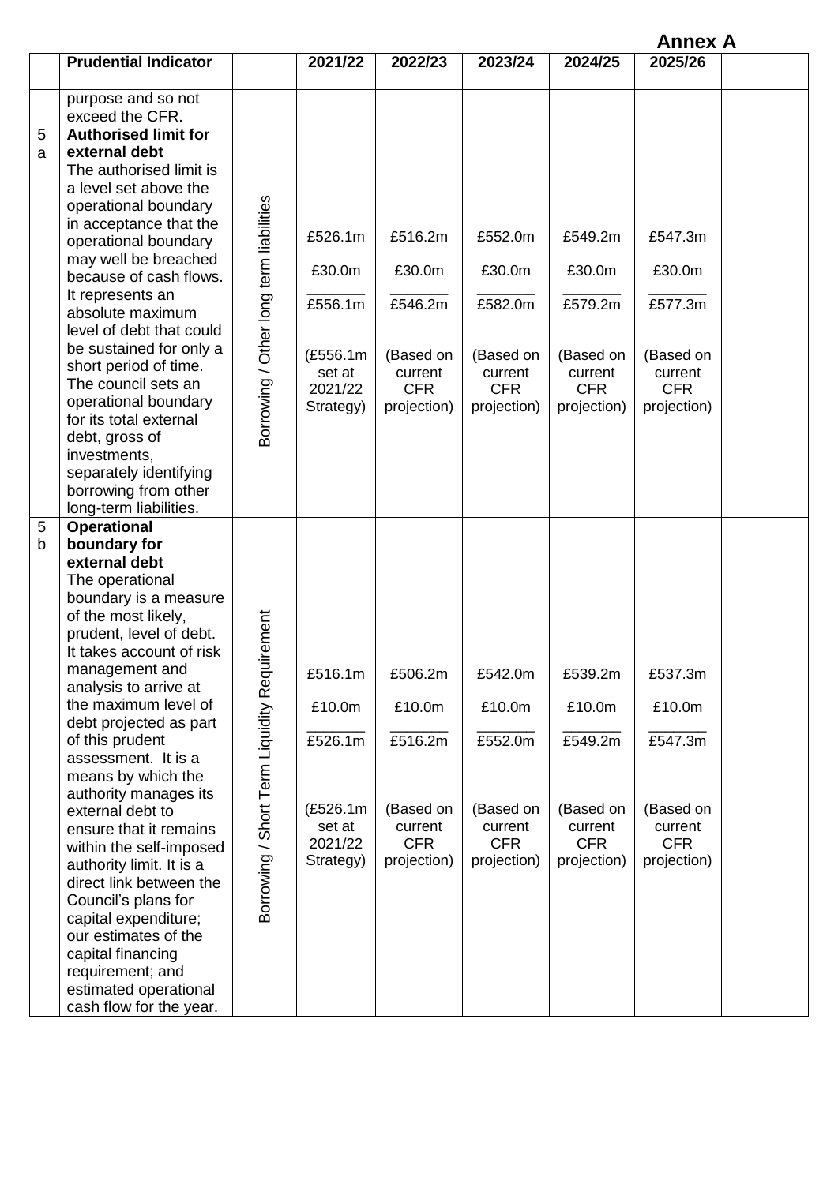**Annex A**

| | Prudential Indicator | | 2021/22 | 2022/23 | 2023/24 | 2024/25 | 2025/26 | |
|---|---|---|---|---|---|---|---|---|
| | purpose and so not exceed the CFR. | | | | | | | |
| 5a | **Authorised limit for external debt** The authorised limit is a level set above the operational boundary in acceptance that the operational boundary may well be breached because of cash flows. It represents an absolute maximum level of debt that could be sustained for only a short period of time. The council sets an operational boundary for its total external debt, gross of investments, separately identifying borrowing from other long-term liabilities. | Borrowing / Other long term liabilities | £526.1m<br>£30.0m<br>_______<br>£556.1m<br><br>(£556.1m set at 2021/22 Strategy) | £516.2m<br>£30.0m<br>_______<br>£546.2m<br><br>(Based on current CFR projection) | £552.0m<br>£30.0m<br>_______<br>£582.0m<br><br>(Based on current CFR projection) | £549.2m<br>£30.0m<br>_______<br>£579.2m<br><br>(Based on current CFR projection) | £547.3m<br>£30.0m<br>_______<br>£577.3m<br><br>(Based on current CFR projection) | |
| 5b | **Operational boundary for external debt** The operational boundary is a measure of the most likely, prudent, level of debt. It takes account of risk management and analysis to arrive at the maximum level of debt projected as part of this prudent assessment. It is a means by which the authority manages its external debt to ensure that it remains within the self-imposed authority limit. It is a direct link between the Council's plans for capital expenditure; our estimates of the capital financing requirement; and estimated operational cash flow for the year. | Borrowing / Short Term Liquidity Requirement | £516.1m<br>£10.0m<br>_______<br>£526.1m<br><br>(£526.1m set at 2021/22 Strategy) | £506.2m<br>£10.0m<br>_______<br>£516.2m<br><br>(Based on current CFR projection) | £542.0m<br>£10.0m<br>_______<br>£552.0m<br><br>(Based on current CFR projection) | £539.2m<br>£10.0m<br>_______<br>£549.2m<br><br>(Based on current CFR projection) | £537.3m<br>£10.0m<br>_______<br>£547.3m<br><br>(Based on current CFR projection) | |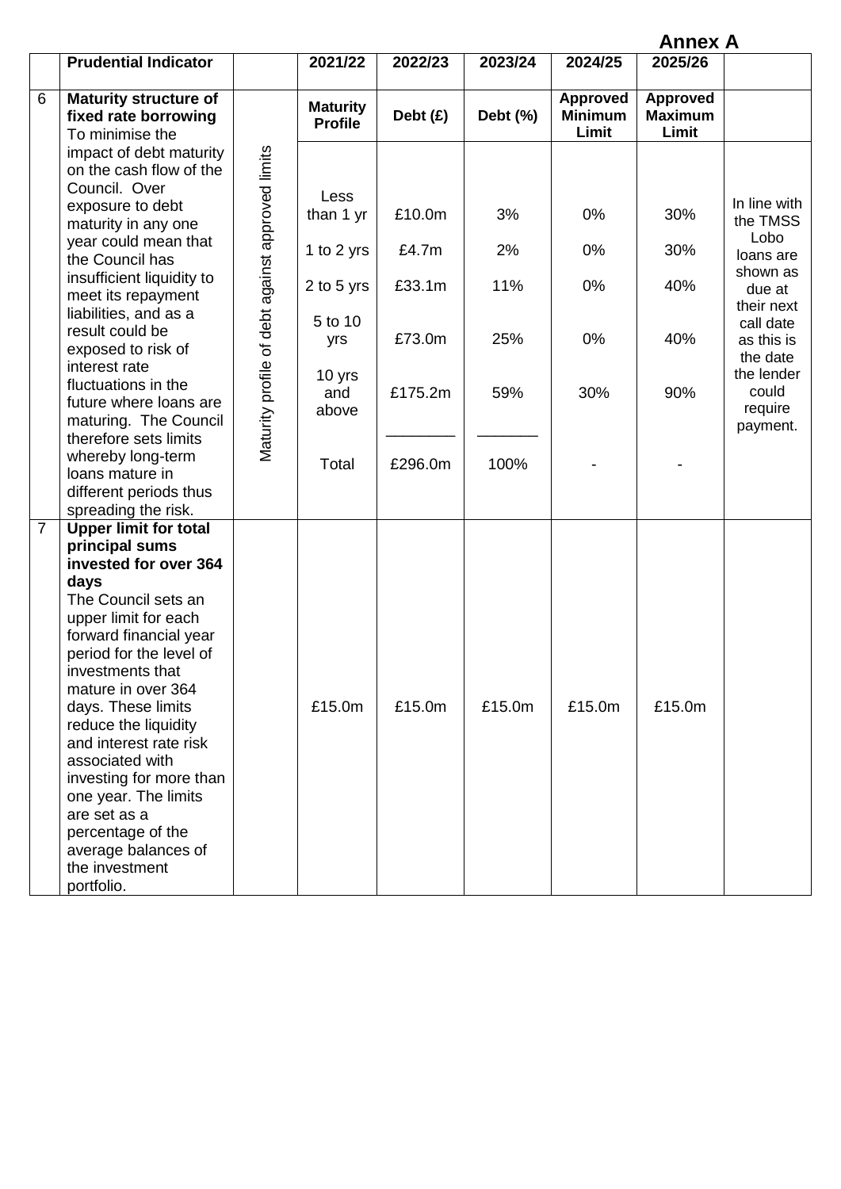**Annex A**

| | Prudential Indicator | | 2021/22 | 2022/23 | 2023/24 | 2024/25 | 2025/26 | |
|---|---|---|---|---|---|---|---|---|
| 6 | **Maturity structure of fixed rate borrowing** To minimise the impact of debt maturity on the cash flow of the Council. Over exposure to debt maturity in any one year could mean that the Council has insufficient liquidity to meet its repayment liabilities, and as a result could be exposed to risk of interest rate fluctuations in the future where loans are maturing. The Council therefore sets limits whereby long-term loans mature in different periods thus spreading the risk. | Maturity profile of debt against approved limits | **Maturity Profile** | **Debt (£)** | **Debt (%)** | **Approved Minimum Limit** | **Approved Maximum Limit** | In line with the TMSS Lobo loans are shown as due at their next call date as this is the date the lender could require payment. |
| | | | Less than 1 yr | £10.0m | 3% | 0% | 30% | |
| | | | 1 to 2 yrs | £4.7m | 2% | 0% | 30% | |
| | | | 2 to 5 yrs | £33.1m | 11% | 0% | 40% | |
| | | | 5 to 10 yrs | £73.0m | 25% | 0% | 40% | |
| | | | 10 yrs and above | £175.2m | 59% | 30% | 90% | |
| | | | Total | £296.0m | 100% | - | - | |
| 7 | **Upper limit for total principal sums invested for over 364 days** The Council sets an upper limit for each forward financial year period for the level of investments that mature in over 364 days. These limits reduce the liquidity and interest rate risk associated with investing for more than one year. The limits are set as a percentage of the average balances of the investment portfolio. | | £15.0m | £15.0m | £15.0m | £15.0m | £15.0m | |